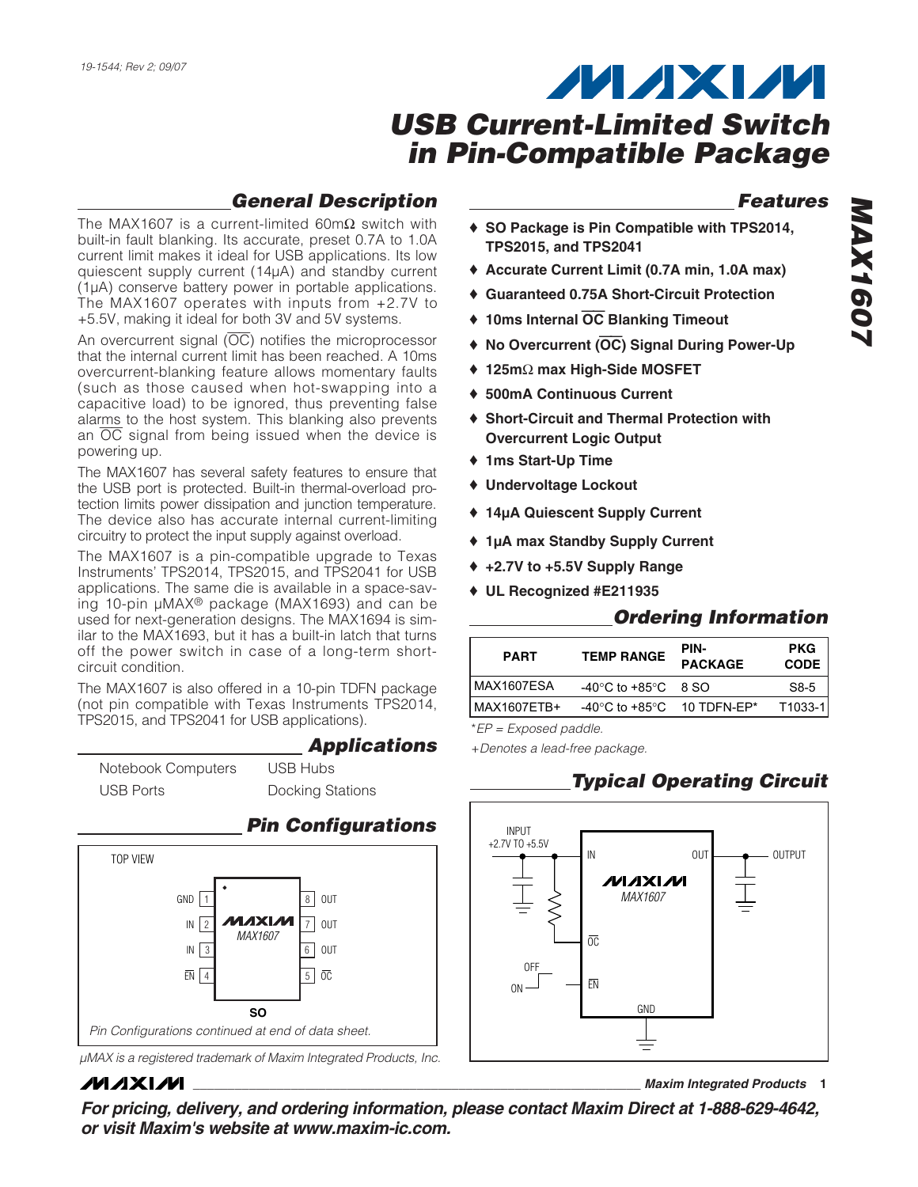19-1544; Rev 2; 09/07

# USB Current-Limited Switch in Pin-Compatible Package

## MAX1607

## General Description

The MAX1607 is a current-limited 60mΩ switch with built-in fault blanking. Its accurate, preset 0.7A to 1.0A current limit makes it ideal for USB applications. Its low quiescent supply current (14µA) and standby current (1µA) conserve battery power in portable applications. The MAX1607 operates with inputs from +2.7V to +5.5V, making it ideal for both 3V and 5V systems.

An overcurrent signal ($\overline{OC}$) notifies the microprocessor that the internal current limit has been reached. A 10ms overcurrent-blanking feature allows momentary faults (such as those caused when hot-swapping into a capacitive load) to be ignored, thus preventing false alarms to the host system. This blanking also prevents an $\overline{OC}$ signal from being issued when the device is powering up.

The MAX1607 has several safety features to ensure that the USB port is protected. Built-in thermal-overload protection limits power dissipation and junction temperature. The device also has accurate internal current-limiting circuitry to protect the input supply against overload.

The MAX1607 is a pin-compatible upgrade to Texas Instruments' TPS2014, TPS2015, and TPS2041 for USB applications. The same die is available in a space-saving 10-pin µMAX® package (MAX1693) and can be used for next-generation designs. The MAX1694 is similar to the MAX1693, but it has a built-in latch that turns off the power switch in case of a long-term short-circuit condition.

The MAX1607 is also offered in a 10-pin TDFN package (not pin compatible with Texas Instruments TPS2014, TPS2015, and TPS2041 for USB applications).

## Applications

- Notebook Computers
- USB Ports
- USB Hubs
- Docking Stations

## Pin Configurations

TOP VIEW

SO: GND 1, IN 2, IN 3, $\overline{EN}$ 4, $\overline{OC}$ 5, OUT 6, OUT 7, OUT 8 (MAX1607)

*Pin Configurations continued at end of data sheet.*

*µMAX is a registered trademark of Maxim Integrated Products, Inc.*

## Features

- ♦ SO Package is Pin Compatible with TPS2014, TPS2015, and TPS2041
- ♦ Accurate Current Limit (0.7A min, 1.0A max)
- ♦ Guaranteed 0.75A Short-Circuit Protection
- ♦ 10ms Internal $\overline{OC}$ Blanking Timeout
- ♦ No Overcurrent ($\overline{OC}$) Signal During Power-Up
- ♦ 125mΩ max High-Side MOSFET
- ♦ 500mA Continuous Current
- ♦ Short-Circuit and Thermal Protection with Overcurrent Logic Output
- ♦ 1ms Start-Up Time
- ♦ Undervoltage Lockout
- ♦ 14µA Quiescent Supply Current
- ♦ 1µA max Standby Supply Current
- ♦ +2.7V to +5.5V Supply Range
- ♦ UL Recognized #E211935

## Ordering Information

| PART | TEMP RANGE | PIN-PACKAGE | PKG CODE |
|---|---|---|---|
| MAX1607ESA | -40°C to +85°C | 8 SO | S8-5 |
| MAX1607ETB+ | -40°C to +85°C | 10 TDFN-EP* | T1033-1 |

*EP = Exposed paddle.

+Denotes a lead-free package.

## Typical Operating Circuit

INPUT +2.7V TO +5.5V — IN; OUT — OUTPUT; $\overline{OC}$; OFF/ON — $\overline{EN}$; GND (MAX1607)

Maxim Integrated Products

**For pricing, delivery, and ordering information, please contact Maxim Direct at 1-888-629-4642, or visit Maxim's website at www.maxim-ic.com.**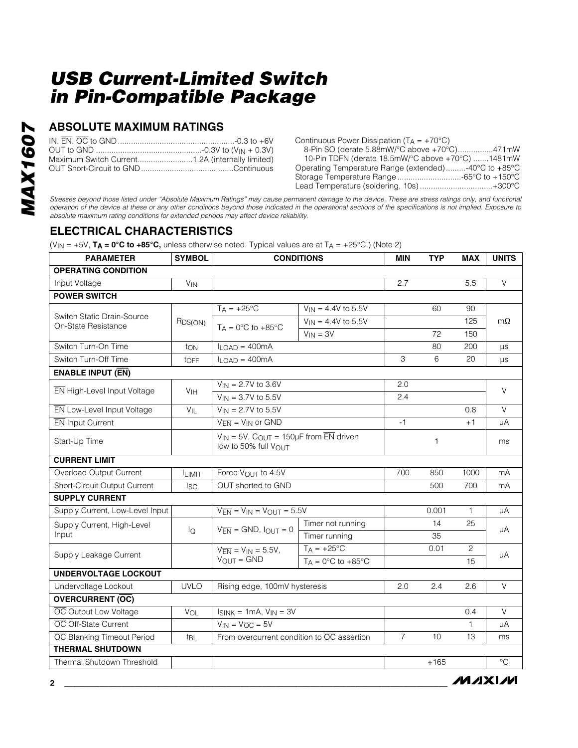# USB Current-Limited Switch in Pin-Compatible Package

## ABSOLUTE MAXIMUM RATINGS

IN, $\overline{EN}$, $\overline{OC}$ to GND ....................................................-0.3 to +6V
OUT to GND ................................................-0.3V to ($V_{IN}$ + 0.3V)
Maximum Switch Current.........................1.2A (internally limited)
OUT Short-Circuit to GND..........................................Continuous

Continuous Power Dissipation ($T_A$ = +70°C)
8-Pin SO (derate 5.88mW/°C above +70°C)................471mW
10-Pin TDFN (derate 18.5mW/°C above +70°C) .......1481mW
Operating Temperature Range (extended).........-40°C to +85°C
Storage Temperature Range .............................-65°C to +150°C
Lead Temperature (soldering, 10s) .................................+300°C

*Stresses beyond those listed under "Absolute Maximum Ratings" may cause permanent damage to the device. These are stress ratings only, and functional operation of the device at these or any other conditions beyond those indicated in the operational sections of the specifications is not implied. Exposure to absolute maximum rating conditions for extended periods may affect device reliability.*

## ELECTRICAL CHARACTERISTICS

($V_{IN}$ = +5V, **$T_A$ = 0°C to +85°C,** unless otherwise noted. Typical values are at $T_A$ = +25°C.) (Note 2)

| PARAMETER | SYMBOL | CONDITIONS | | MIN | TYP | MAX | UNITS |
|---|---|---|---|---|---|---|---|
| **OPERATING CONDITION** | | | | | | | |
| Input Voltage | $V_{IN}$ | | | 2.7 | | 5.5 | V |
| **POWER SWITCH** | | | | | | | |
| Switch Static Drain-Source On-State Resistance | $R_{DS(ON)}$ | $T_A$ = +25°C | $V_{IN}$ = 4.4V to 5.5V | | 60 | 90 | mΩ |
| | | $T_A$ = 0°C to +85°C | $V_{IN}$ = 4.4V to 5.5V | | | 125 | |
| | | | $V_{IN}$ = 3V | | 72 | 150 | |
| Switch Turn-On Time | $t_{ON}$ | $I_{LOAD}$ = 400mA | | | 80 | 200 | µs |
| Switch Turn-Off Time | $t_{OFF}$ | $I_{LOAD}$ = 400mA | | 3 | 6 | 20 | µs |
| **ENABLE INPUT ($\overline{EN}$)** | | | | | | | |
| $\overline{EN}$ High-Level Input Voltage | $V_{IH}$ | $V_{IN}$ = 2.7V to 3.6V | | 2.0 | | | V |
| | | $V_{IN}$ = 3.7V to 5.5V | | 2.4 | | | |
| $\overline{EN}$ Low-Level Input Voltage | $V_{IL}$ | $V_{IN}$ = 2.7V to 5.5V | | | | 0.8 | V |
| $\overline{EN}$ Input Current | | $V_{\overline{EN}}$ = $V_{IN}$ or GND | | -1 | | +1 | µA |
| Start-Up Time | | $V_{IN}$ = 5V, $C_{OUT}$ = 150µF from $\overline{EN}$ driven low to 50% full $V_{OUT}$ | | | 1 | | ms |
| **CURRENT LIMIT** | | | | | | | |
| Overload Output Current | $I_{LIMIT}$ | Force $V_{OUT}$ to 4.5V | | 700 | 850 | 1000 | mA |
| Short-Circuit Output Current | $I_{SC}$ | OUT shorted to GND | | | 500 | 700 | mA |
| **SUPPLY CURRENT** | | | | | | | |
| Supply Current, Low-Level Input | | $V_{\overline{EN}}$ = $V_{IN}$ = $V_{OUT}$ = 5.5V | | | 0.001 | 1 | µA |
| Supply Current, High-Level Input | $I_Q$ | $V_{\overline{EN}}$ = GND, $I_{OUT}$ = 0 | Timer not running | | 14 | 25 | µA |
| | | | Timer running | | 35 | | |
| Supply Leakage Current | | $V_{\overline{EN}}$ = $V_{IN}$ = 5.5V, $V_{OUT}$ = GND | $T_A$ = +25°C | | 0.01 | 2 | µA |
| | | | $T_A$ = 0°C to +85°C | | | 15 | |
| **UNDERVOLTAGE LOCKOUT** | | | | | | | |
| Undervoltage Lockout | UVLO | Rising edge, 100mV hysteresis | | 2.0 | 2.4 | 2.6 | V |
| **OVERCURRENT ($\overline{OC}$)** | | | | | | | |
| $\overline{OC}$ Output Low Voltage | $V_{OL}$ | $I_{SINK}$ = 1mA, $V_{IN}$ = 3V | | | | 0.4 | V |
| $\overline{OC}$ Off-State Current | | $V_{IN}$ = $V_{\overline{OC}}$ = 5V | | | | 1 | µA |
| $\overline{OC}$ Blanking Timeout Period | $t_{BL}$ | From overcurrent condition to $\overline{OC}$ assertion | | 7 | 10 | 13 | ms |
| **THERMAL SHUTDOWN** | | | | | | | |
| Thermal Shutdown Threshold | | | | | +165 | | °C |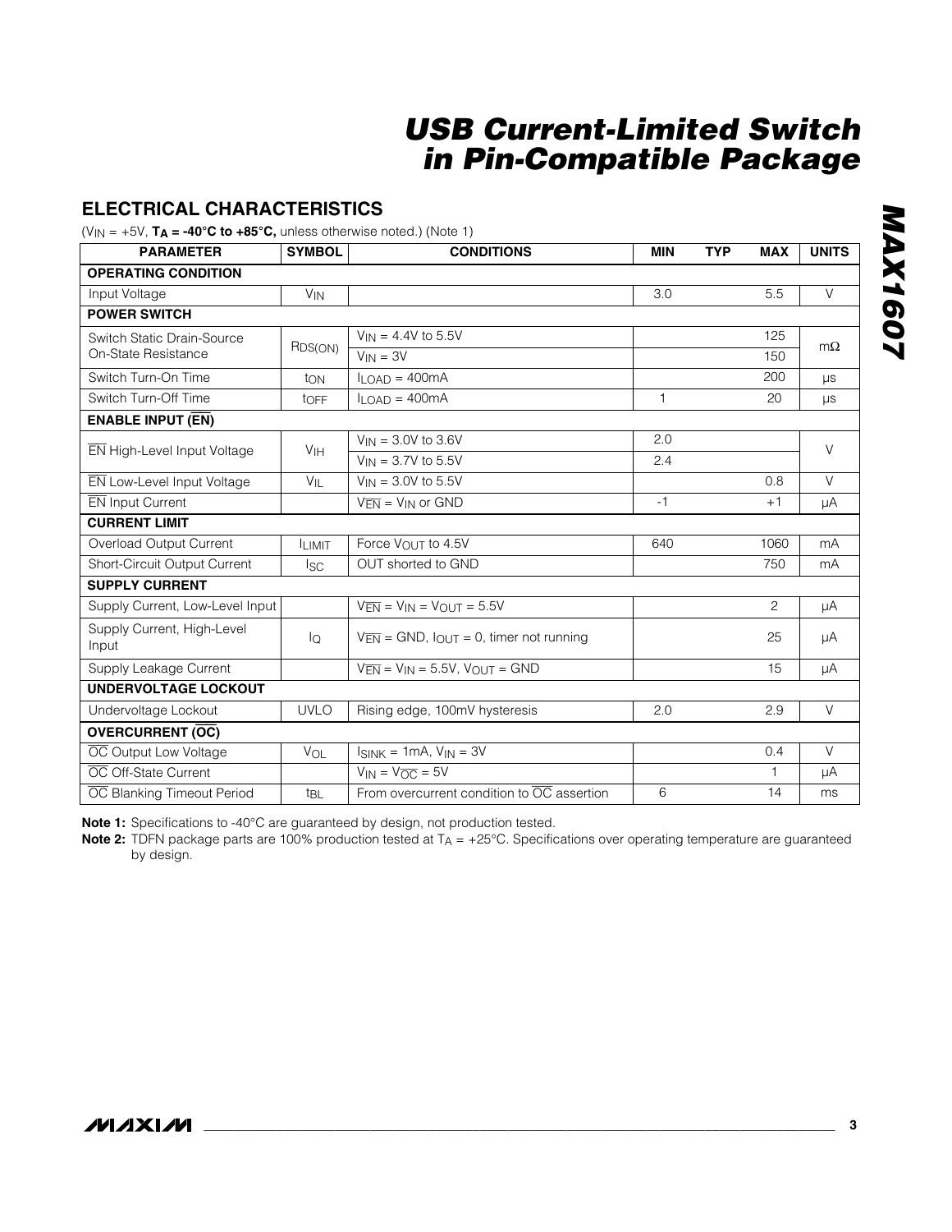# USB Current-Limited Switch in Pin-Compatible Package

## ELECTRICAL CHARACTERISTICS

($V_{IN}$ = +5V, **$T_A$ = -40°C to +85°C,** unless otherwise noted.) (Note 1)

| PARAMETER | SYMBOL | CONDITIONS | MIN | TYP | MAX | UNITS |
|---|---|---|---|---|---|---|
| **OPERATING CONDITION** | | | | | | |
| Input Voltage | $V_{IN}$ | | 3.0 | | 5.5 | V |
| **POWER SWITCH** | | | | | | |
| Switch Static Drain-Source On-State Resistance | $R_{DS(ON)}$ | $V_{IN}$ = 4.4V to 5.5V | | | 125 | mΩ |
| | | $V_{IN}$ = 3V | | | 150 | |
| Switch Turn-On Time | $t_{ON}$ | $I_{LOAD}$ = 400mA | | | 200 | µs |
| Switch Turn-Off Time | $t_{OFF}$ | $I_{LOAD}$ = 400mA | 1 | | 20 | µs |
| **ENABLE INPUT ($\overline{EN}$)** | | | | | | |
| $\overline{EN}$ High-Level Input Voltage | $V_{IH}$ | $V_{IN}$ = 3.0V to 3.6V | 2.0 | | | V |
| | | $V_{IN}$ = 3.7V to 5.5V | 2.4 | | | |
| $\overline{EN}$ Low-Level Input Voltage | $V_{IL}$ | $V_{IN}$ = 3.0V to 5.5V | | | 0.8 | V |
| $\overline{EN}$ Input Current | | $V_{\overline{EN}}$ = $V_{IN}$ or GND | -1 | | +1 | µA |
| **CURRENT LIMIT** | | | | | | |
| Overload Output Current | $I_{LIMIT}$ | Force $V_{OUT}$ to 4.5V | 640 | | 1060 | mA |
| Short-Circuit Output Current | $I_{SC}$ | OUT shorted to GND | | | 750 | mA |
| **SUPPLY CURRENT** | | | | | | |
| Supply Current, Low-Level Input | | $V_{\overline{EN}}$ = $V_{IN}$ = $V_{OUT}$ = 5.5V | | | 2 | µA |
| Supply Current, High-Level Input | $I_Q$ | $V_{\overline{EN}}$ = GND, $I_{OUT}$ = 0, timer not running | | | 25 | µA |
| Supply Leakage Current | | $V_{\overline{EN}}$ = $V_{IN}$ = 5.5V, $V_{OUT}$ = GND | | | 15 | µA |
| **UNDERVOLTAGE LOCKOUT** | | | | | | |
| Undervoltage Lockout | UVLO | Rising edge, 100mV hysteresis | 2.0 | | 2.9 | V |
| **OVERCURRENT ($\overline{OC}$)** | | | | | | |
| $\overline{OC}$ Output Low Voltage | $V_{OL}$ | $I_{SINK}$ = 1mA, $V_{IN}$ = 3V | | | 0.4 | V |
| $\overline{OC}$ Off-State Current | | $V_{IN}$ = $V_{\overline{OC}}$ = 5V | | | 1 | µA |
| $\overline{OC}$ Blanking Timeout Period | $t_{BL}$ | From overcurrent condition to $\overline{OC}$ assertion | 6 | | 14 | ms |

**Note 1:** Specifications to -40°C are guaranteed by design, not production tested.

**Note 2:** TDFN package parts are 100% production tested at $T_A$ = +25°C. Specifications over operating temperature are guaranteed by design.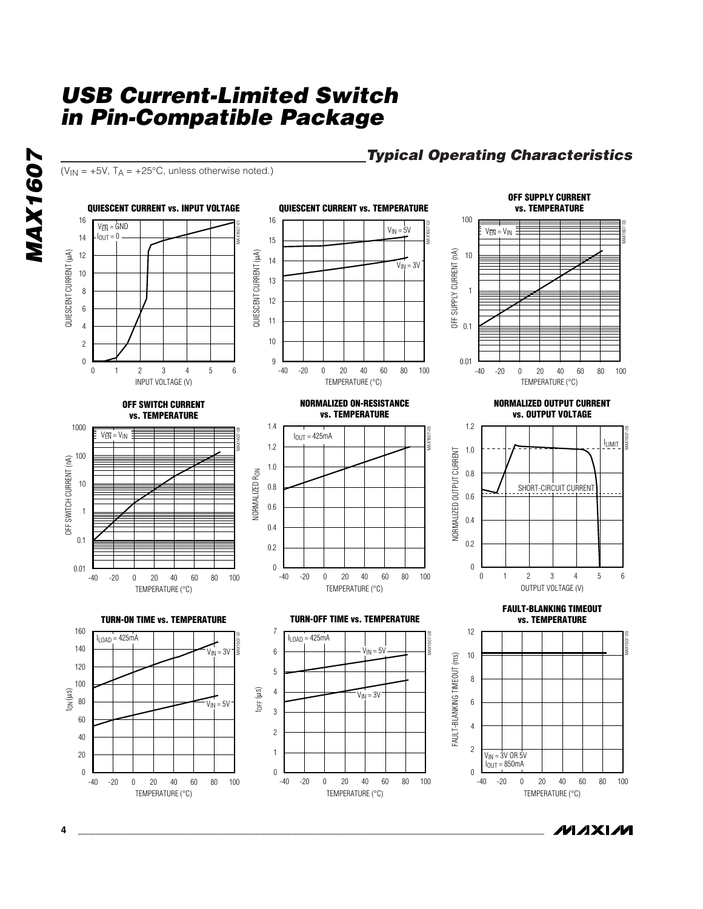## Typical Operating Characteristics

($V_{IN}$ = +5V, $T_A$ = +25°C, unless otherwise noted.)

**QUIESCENT CURRENT vs. INPUT VOLTAGE**

**QUIESCENT CURRENT vs. TEMPERATURE**

**OFF SUPPLY CURRENT vs. TEMPERATURE**

**OFF SWITCH CURRENT vs. TEMPERATURE**

**NORMALIZED ON-RESISTANCE vs. TEMPERATURE**

**NORMALIZED OUTPUT CURRENT vs. OUTPUT VOLTAGE**

**TURN-ON TIME vs. TEMPERATURE**

**TURN-OFF TIME vs. TEMPERATURE**

**FAULT-BLANKING TIMEOUT vs. TEMPERATURE**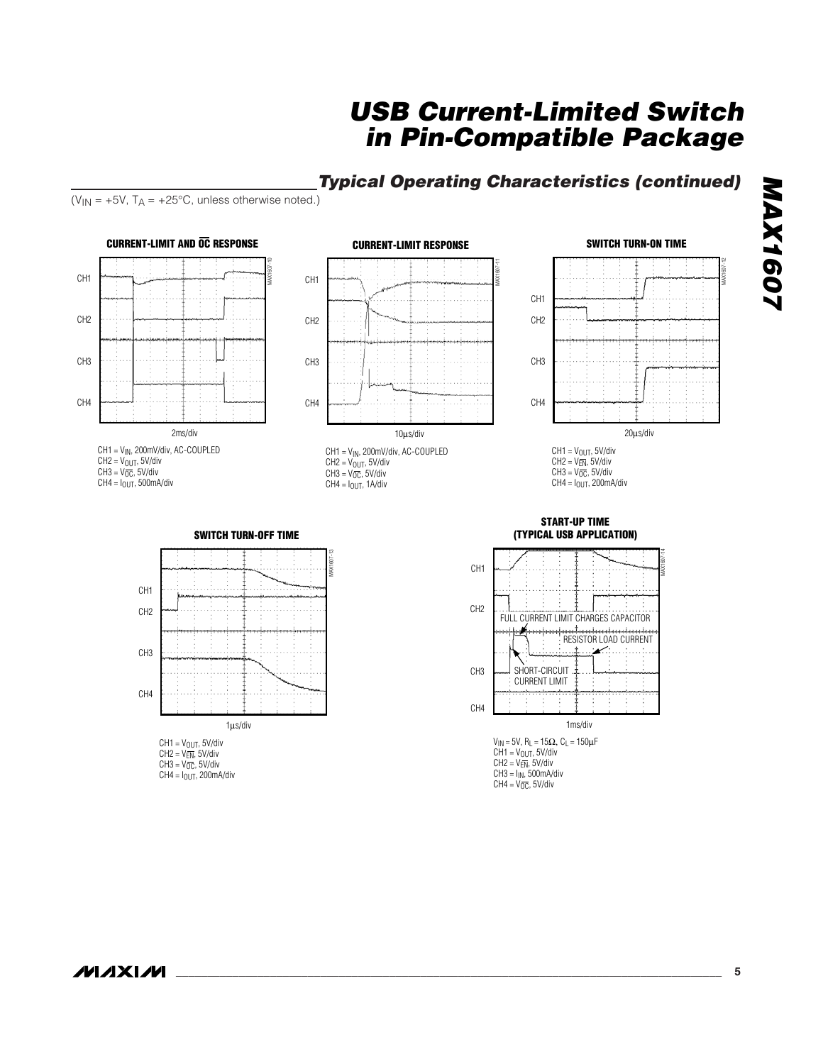## Typical Operating Characteristics (continued)

($V_{IN}$ = +5V, $T_A$ = +25°C, unless otherwise noted.)

**CURRENT-LIMIT AND $\overline{OC}$ RESPONSE**

2ms/div

CH1 = $V_{IN}$, 200mV/div, AC-COUPLED
CH2 = $V_{OUT}$, 5V/div
CH3 = $V_{\overline{OC}}$, 5V/div
CH4 = $I_{OUT}$, 500mA/div

**CURRENT-LIMIT RESPONSE**

10µs/div

CH1 = $V_{IN}$, 200mV/div, AC-COUPLED
CH2 = $V_{OUT}$, 5V/div
CH3 = $V_{\overline{OC}}$, 5V/div
CH4 = $I_{OUT}$, 1A/div

**SWITCH TURN-ON TIME**

20µs/div

CH1 = $V_{OUT}$, 5V/div
CH2 = $V_{\overline{EN}}$, 5V/div
CH3 = $V_{\overline{OC}}$, 5V/div
CH4 = $I_{OUT}$, 200mA/div

**SWITCH TURN-OFF TIME**

1µs/div

CH1 = $V_{OUT}$, 5V/div
CH2 = $V_{\overline{EN}}$, 5V/div
CH3 = $V_{\overline{OC}}$, 5V/div
CH4 = $I_{OUT}$, 200mA/div

**START-UP TIME (TYPICAL USB APPLICATION)**

FULL CURRENT LIMIT CHARGES CAPACITOR
RESISTOR LOAD CURRENT
SHORT-CIRCUIT CURRENT LIMIT

1ms/div

$V_{IN}$ = 5V, $R_L$ = 15Ω, $C_L$ = 150µF
CH1 = $V_{OUT}$, 5V/div
CH2 = $V_{\overline{EN}}$, 5V/div
CH3 = $I_{IN}$, 500mA/div
CH4 = $V_{\overline{OC}}$, 5V/div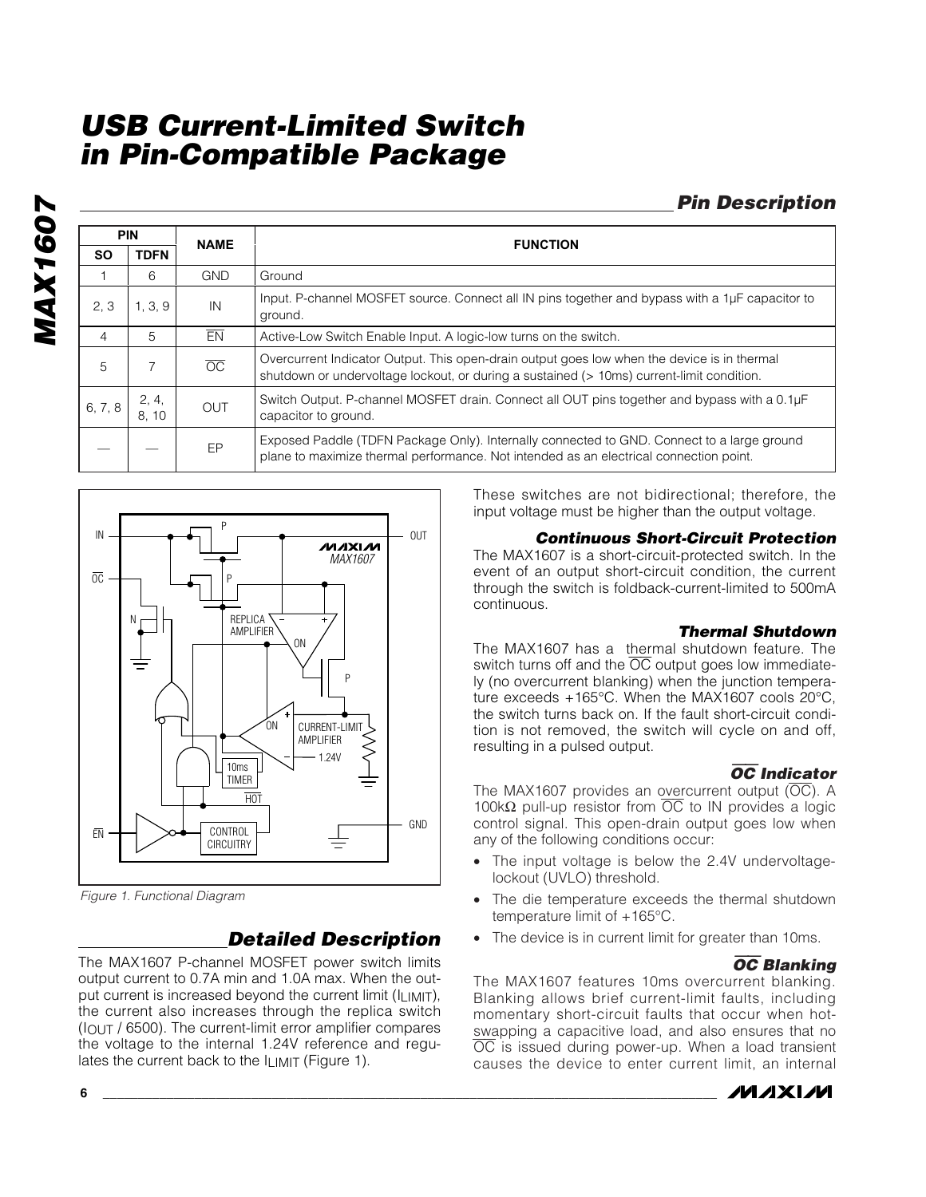## Pin Description

| PIN | | NAME | FUNCTION |
|---|---|---|---|
| SO | TDFN | | |
| 1 | 6 | GND | Ground |
| 2, 3 | 1, 3, 9 | IN | Input. P-channel MOSFET source. Connect all IN pins together and bypass with a 1µF capacitor to ground. |
| 4 | 5 | $\overline{EN}$ | Active-Low Switch Enable Input. A logic-low turns on the switch. |
| 5 | 7 | $\overline{OC}$ | Overcurrent Indicator Output. This open-drain output goes low when the device is in thermal shutdown or undervoltage lockout, or during a sustained (> 10ms) current-limit condition. |
| 6, 7, 8 | 2, 4, 8, 10 | OUT | Switch Output. P-channel MOSFET drain. Connect all OUT pins together and bypass with a 0.1µF capacitor to ground. |
| — | — | EP | Exposed Paddle (TDFN Package Only). Internally connected to GND. Connect to a large ground plane to maximize thermal performance. Not intended as an electrical connection point. |

*Figure 1. Functional Diagram*

## Detailed Description

The MAX1607 P-channel MOSFET power switch limits output current to 0.7A min and 1.0A max. When the output current is increased beyond the current limit ($I_{LIMIT}$), the current also increases through the replica switch ($I_{OUT}$ / 6500). The current-limit error amplifier compares the voltage to the internal 1.24V reference and regulates the current back to the $I_{LIMIT}$ (Figure 1).

These switches are not bidirectional; therefore, the input voltage must be higher than the output voltage.

### Continuous Short-Circuit Protection

The MAX1607 is a short-circuit-protected switch. In the event of an output short-circuit condition, the current through the switch is foldback-current-limited to 500mA continuous.

### Thermal Shutdown

The MAX1607 has a thermal shutdown feature. The switch turns off and the $\overline{OC}$ output goes low immediately (no overcurrent blanking) when the junction temperature exceeds +165°C. When the MAX1607 cools 20°C, the switch turns back on. If the fault short-circuit condition is not removed, the switch will cycle on and off, resulting in a pulsed output.

### $\overline{OC}$ Indicator

The MAX1607 provides an overcurrent output ($\overline{OC}$). A 100kΩ pull-up resistor from $\overline{OC}$ to IN provides a logic control signal. This open-drain output goes low when any of the following conditions occur:

- The input voltage is below the 2.4V undervoltage-lockout (UVLO) threshold.
- The die temperature exceeds the thermal shutdown temperature limit of +165°C.
- The device is in current limit for greater than 10ms.

### $\overline{OC}$ Blanking

The MAX1607 features 10ms overcurrent blanking. Blanking allows brief current-limit faults, including momentary short-circuit faults that occur when hot-swapping a capacitive load, and also ensures that no $\overline{OC}$ is issued during power-up. When a load transient causes the device to enter current limit, an internal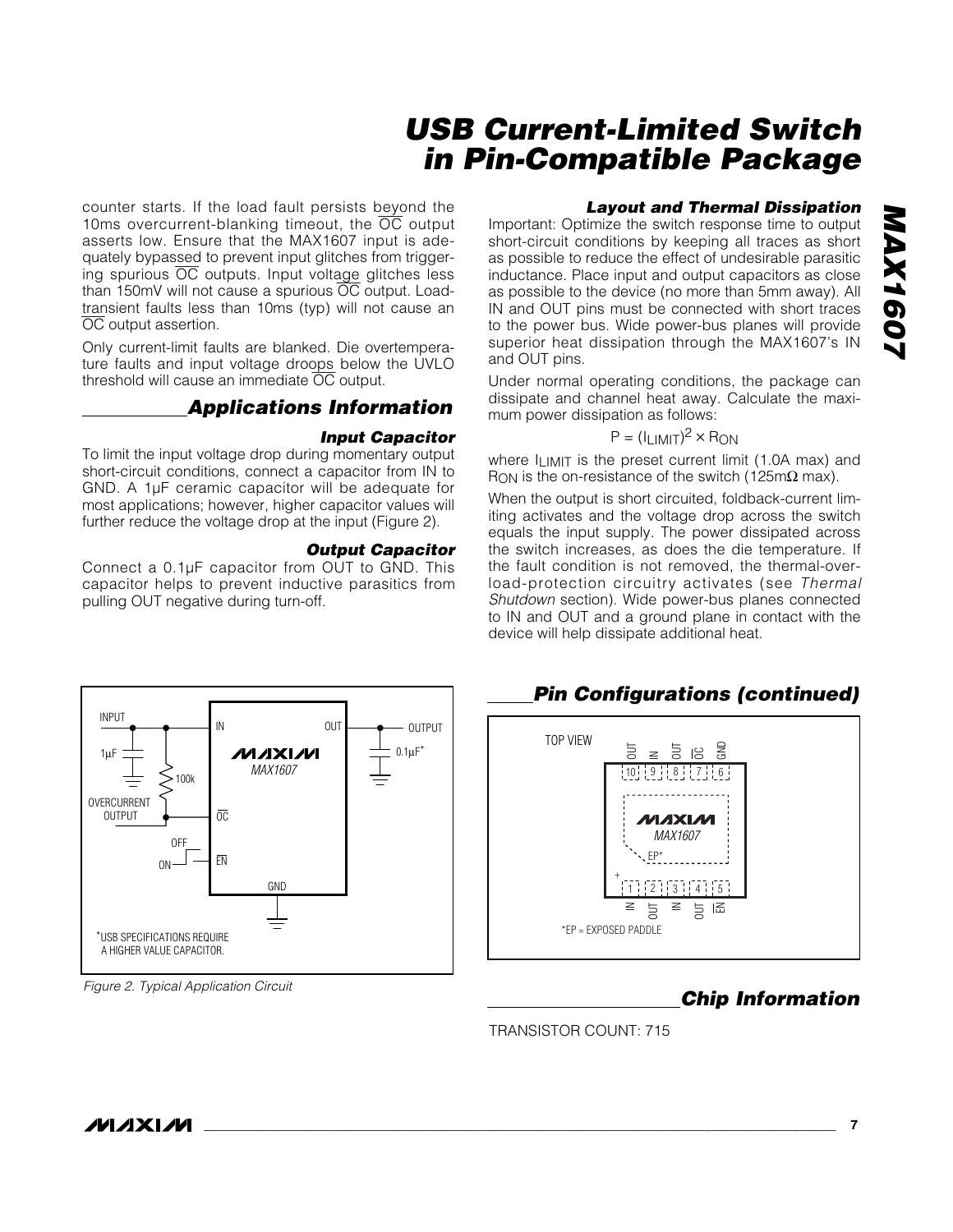counter starts. If the load fault persists beyond the 10ms overcurrent-blanking timeout, the $\overline{OC}$ output asserts low. Ensure that the MAX1607 input is adequately bypassed to prevent input glitches from triggering spurious $\overline{OC}$ outputs. Input voltage glitches less than 150mV will not cause a spurious $\overline{OC}$ output. Load-transient faults less than 10ms (typ) will not cause an $\overline{OC}$ output assertion.

Only current-limit faults are blanked. Die overtemperature faults and input voltage droops below the UVLO threshold will cause an immediate $\overline{OC}$ output.

## Applications Information

### Input Capacitor

To limit the input voltage drop during momentary output short-circuit conditions, connect a capacitor from IN to GND. A 1µF ceramic capacitor will be adequate for most applications; however, higher capacitor values will further reduce the voltage drop at the input (Figure 2).

### Output Capacitor

Connect a 0.1µF capacitor from OUT to GND. This capacitor helps to prevent inductive parasitics from pulling OUT negative during turn-off.

### Layout and Thermal Dissipation

Important: Optimize the switch response time to output short-circuit conditions by keeping all traces as short as possible to reduce the effect of undesirable parasitic inductance. Place input and output capacitors as close as possible to the device (no more than 5mm away). All IN and OUT pins must be connected with short traces to the power bus. Wide power-bus planes will provide superior heat dissipation through the MAX1607's IN and OUT pins.

Under normal operating conditions, the package can dissipate and channel heat away. Calculate the maximum power dissipation as follows:

$$P = (I_{LIMIT})^2 \times R_{ON}$$

where $I_{LIMIT}$ is the preset current limit (1.0A max) and $R_{ON}$ is the on-resistance of the switch (125mΩ max).

When the output is short circuited, foldback-current limiting activates and the voltage drop across the switch equals the input supply. The power dissipated across the switch increases, as does the die temperature. If the fault condition is not removed, the thermal-overload-protection circuitry activates (see *Thermal Shutdown* section). Wide power-bus planes connected to IN and OUT and a ground plane in contact with the device will help dissipate additional heat.

INPUT, 1µF, 100k, OVERCURRENT OUTPUT, OFF, ON, IN, OUT, $\overline{OC}$, $\overline{EN}$, GND, MAXIM MAX1607, OUTPUT, 0.1µF*

*USB SPECIFICATIONS REQUIRE A HIGHER VALUE CAPACITOR.

*Figure 2. Typical Application Circuit*

## Pin Configurations (continued)

TOP VIEW

MAXIM MAX1607

Pins (top, 10 to 6): 10 OUT, 9 IN, 8 OUT, 7 $\overline{OC}$, 6 GND

Pins (bottom, 1 to 5): 1 IN, 2 OUT, 3 IN, 4 OUT, 5 $\overline{EN}$

EP*

*EP = EXPOSED PADDLE

## Chip Information

TRANSISTOR COUNT: 715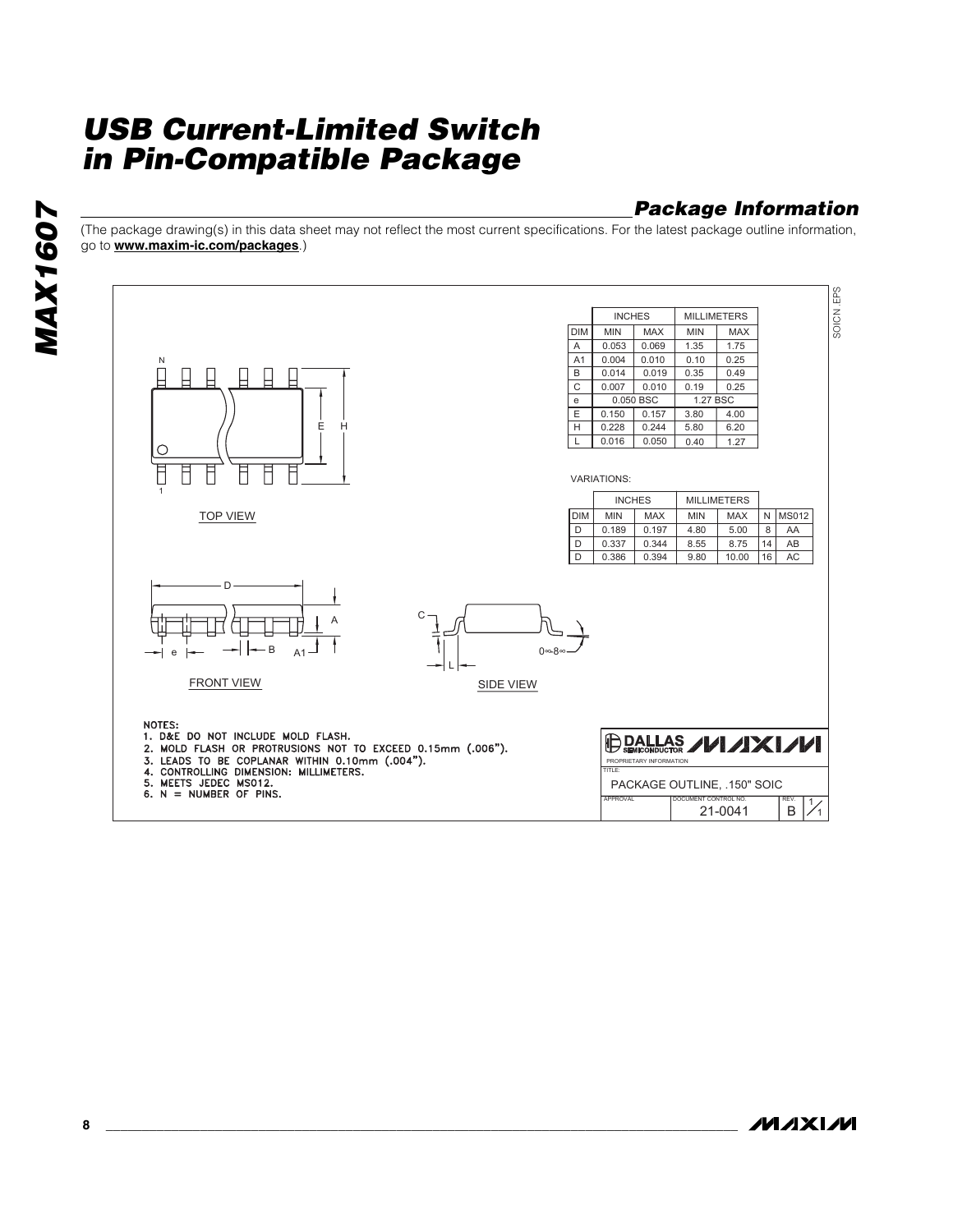## Package Information

(The package drawing(s) in this data sheet may not reflect the most current specifications. For the latest package outline information, go to **www.maxim-ic.com/packages**.)

| DIM | INCHES MIN | INCHES MAX | MILLIMETERS MIN | MILLIMETERS MAX |
|---|---|---|---|---|
| A | 0.053 | 0.069 | 1.35 | 1.75 |
| A1 | 0.004 | 0.010 | 0.10 | 0.25 |
| B | 0.014 | 0.019 | 0.35 | 0.49 |
| C | 0.007 | 0.010 | 0.19 | 0.25 |
| e | 0.050 BSC | | 1.27 BSC | |
| E | 0.150 | 0.157 | 3.80 | 4.00 |
| H | 0.228 | 0.244 | 5.80 | 6.20 |
| L | 0.016 | 0.050 | 0.40 | 1.27 |

VARIATIONS:

| DIM | INCHES MIN | INCHES MAX | MILLIMETERS MIN | MILLIMETERS MAX | N | MS012 |
|---|---|---|---|---|---|---|
| D | 0.189 | 0.197 | 4.80 | 5.00 | 8 | AA |
| D | 0.337 | 0.344 | 8.55 | 8.75 | 14 | AB |
| D | 0.386 | 0.394 | 9.80 | 10.00 | 16 | AC |

TOP VIEW

FRONT VIEW

SIDE VIEW

NOTES:
1. D&E DO NOT INCLUDE MOLD FLASH.
2. MOLD FLASH OR PROTRUSIONS NOT TO EXCEED 0.15mm (.006").
3. LEADS TO BE COPLANAR WITHIN 0.10mm (.004").
4. CONTROLLING DIMENSION: MILLIMETERS.
5. MEETS JEDEC MS012.
6. N = NUMBER OF PINS.

DALLAS SEMICONDUCTOR MAXIM

PROPRIETARY INFORMATION

TITLE: PACKAGE OUTLINE, .150" SOIC

APPROVAL | DOCUMENT CONTROL NO. 21-0041 | REV. B | 1/1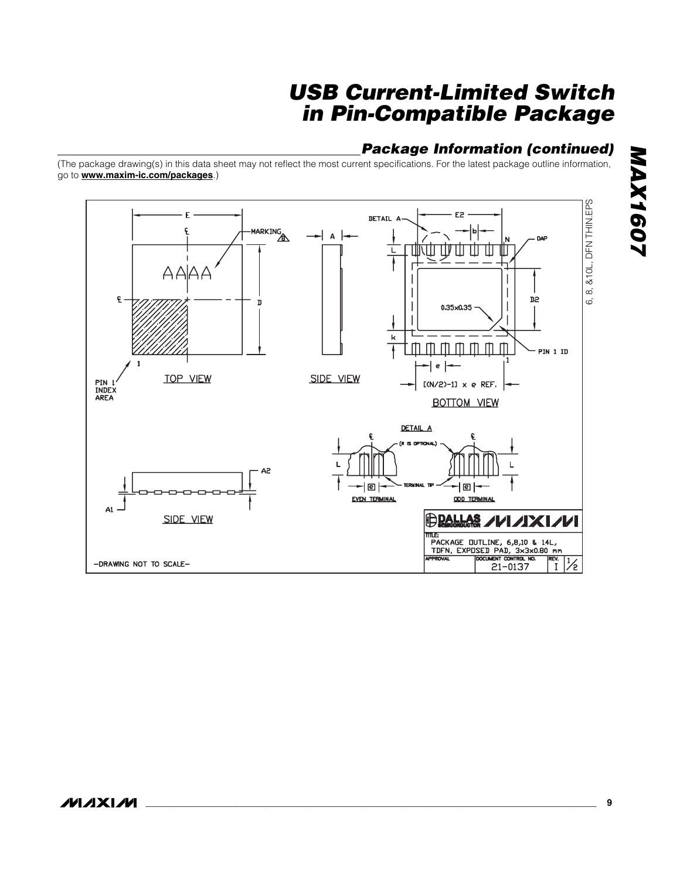## Package Information (continued)

(The package drawing(s) in this data sheet may not reflect the most current specifications. For the latest package outline information, go to **www.maxim-ic.com/packages**.)

6, 8, &10L, DFN THIN.EPS

TOP VIEW

SIDE VIEW

BOTTOM VIEW

DETAIL A

EVEN TERMINAL

ODD TERMINAL

SIDE VIEW

PIN 1 INDEX AREA

MARKING

AAAA

DAP

PIN 1 ID

0.35x0.35

[(N/2)-1] x e REF.

(R IS OPTIONAL)

TERMINAL TIP

DALLAS SEMICONDUCTOR MAXIM

TITLE: PACKAGE OUTLINE, 6,8,10 & 14L, TDFN, EXPOSED PAD, 3x3x0.80 mm

| APPROVAL | DOCUMENT CONTROL NO. | REV. | |
|---|---|---|---|
| | 21-0137 | I | 1/2 |

-DRAWING NOT TO SCALE-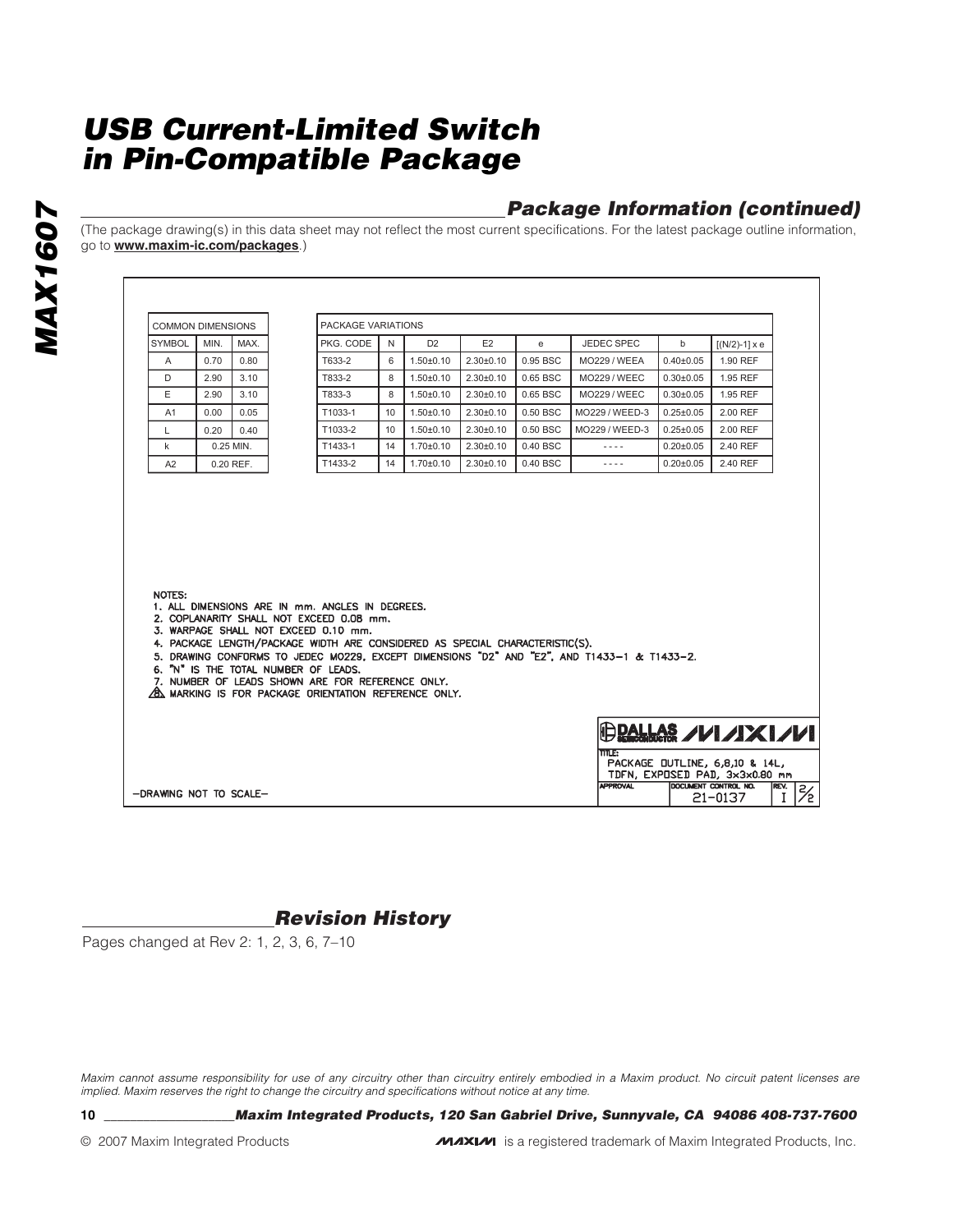## Package Information (continued)

(The package drawing(s) in this data sheet may not reflect the most current specifications. For the latest package outline information, go to **www.maxim-ic.com/packages**.)

| COMMON DIMENSIONS | | |
|---|---|---|
| SYMBOL | MIN. | MAX. |
| A | 0.70 | 0.80 |
| D | 2.90 | 3.10 |
| E | 2.90 | 3.10 |
| A1 | 0.00 | 0.05 |
| L | 0.20 | 0.40 |
| k | 0.25 MIN. | |
| A2 | 0.20 REF. | |

| PACKAGE VARIATIONS | | | | | | | |
|---|---|---|---|---|---|---|---|
| PKG. CODE | N | D2 | E2 | e | JEDEC SPEC | b | [(N/2)-1] x e |
| T633-2 | 6 | 1.50±0.10 | 2.30±0.10 | 0.95 BSC | MO229 / WEEA | 0.40±0.05 | 1.90 REF |
| T833-2 | 8 | 1.50±0.10 | 2.30±0.10 | 0.65 BSC | MO229 / WEEC | 0.30±0.05 | 1.95 REF |
| T833-3 | 8 | 1.50±0.10 | 2.30±0.10 | 0.65 BSC | MO229 / WEEC | 0.30±0.05 | 1.95 REF |
| T1033-1 | 10 | 1.50±0.10 | 2.30±0.10 | 0.50 BSC | MO229 / WEED-3 | 0.25±0.05 | 2.00 REF |
| T1033-2 | 10 | 1.50±0.10 | 2.30±0.10 | 0.50 BSC | MO229 / WEED-3 | 0.25±0.05 | 2.00 REF |
| T1433-1 | 14 | 1.70±0.10 | 2.30±0.10 | 0.40 BSC | - - - - | 0.20±0.05 | 2.40 REF |
| T1433-2 | 14 | 1.70±0.10 | 2.30±0.10 | 0.40 BSC | - - - - | 0.20±0.05 | 2.40 REF |

NOTES:
1. ALL DIMENSIONS ARE IN mm. ANGLES IN DEGREES.
2. COPLANARITY SHALL NOT EXCEED 0.08 mm.
3. WARPAGE SHALL NOT EXCEED 0.10 mm.
4. PACKAGE LENGTH/PACKAGE WIDTH ARE CONSIDERED AS SPECIAL CHARACTERISTIC(S).
5. DRAWING CONFORMS TO JEDEC MO229, EXCEPT DIMENSIONS "D2" AND "E2", AND T1433-1 & T1433-2.
6. "N" IS THE TOTAL NUMBER OF LEADS.
7. NUMBER OF LEADS SHOWN ARE FOR REFERENCE ONLY.
8. MARKING IS FOR PACKAGE ORIENTATION REFERENCE ONLY.

DALLAS SEMICONDUCTOR MAXIM

TITLE: PACKAGE OUTLINE, 6,8,10 & 14L, TDFN, EXPOSED PAD, 3x3x0.80 mm

APPROVAL | DOCUMENT CONTROL NO. 21-0137 | REV. I | 2/2

-DRAWING NOT TO SCALE-

## Revision History

Pages changed at Rev 2: 1, 2, 3, 6, 7–10

*Maxim cannot assume responsibility for use of any circuitry other than circuitry entirely embodied in a Maxim product. No circuit patent licenses are implied. Maxim reserves the right to change the circuitry and specifications without notice at any time.*

***Maxim Integrated Products, 120 San Gabriel Drive, Sunnyvale, CA 94086 408-737-7600***

© 2007 Maxim Integrated Products

MAXIM is a registered trademark of Maxim Integrated Products, Inc.